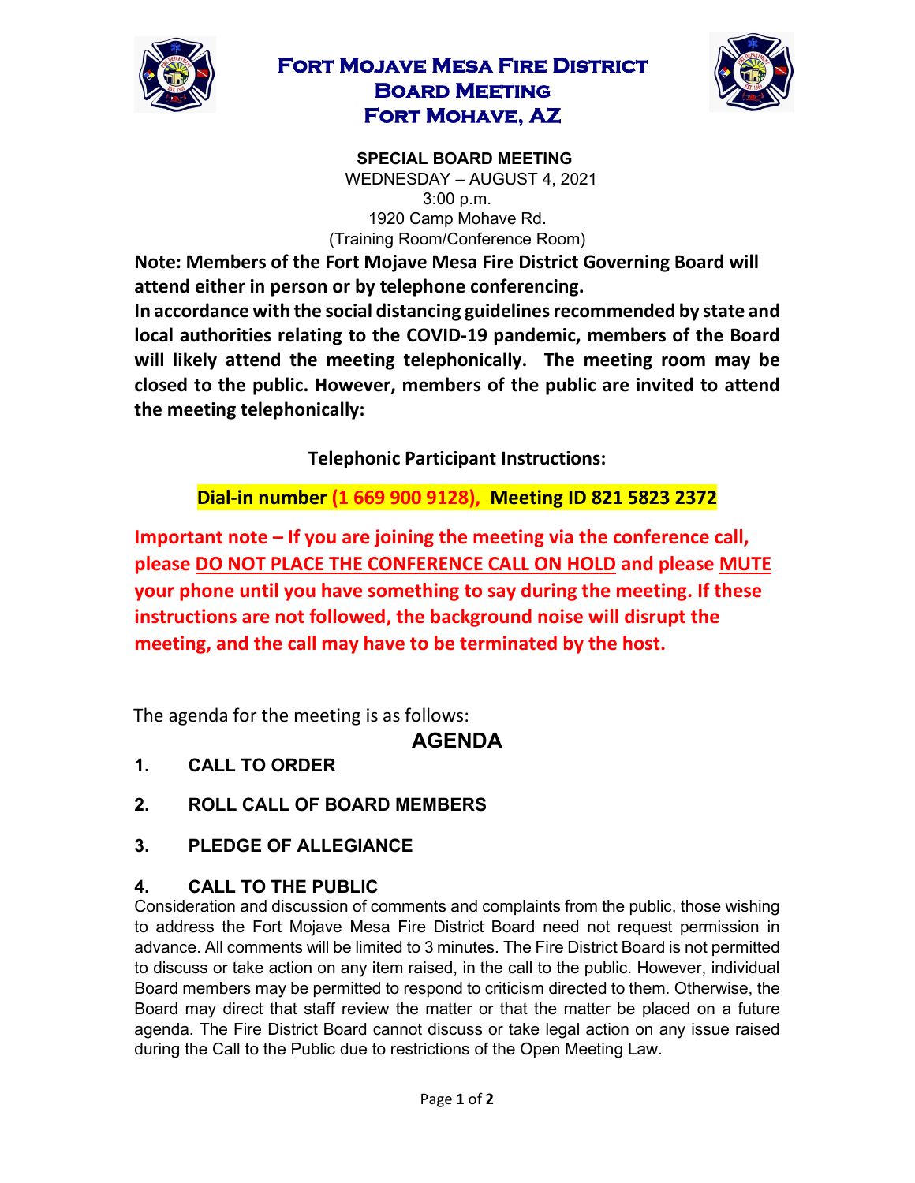# Fort Mojave Mesa Fire District
# Board Meeting
# Fort Mohave, AZ

**SPECIAL BOARD MEETING**

WEDNESDAY – AUGUST 4, 2021
3:00 p.m.
1920 Camp Mohave Rd.
(Training Room/Conference Room)

**Note: Members of the Fort Mojave Mesa Fire District Governing Board will attend either in person or by telephone conferencing.**

**In accordance with the social distancing guidelines recommended by state and local authorities relating to the COVID-19 pandemic, members of the Board will likely attend the meeting telephonically. The meeting room may be closed to the public. However, members of the public are invited to attend the meeting telephonically:**

**Telephonic Participant Instructions:**

**Dial-in number (1 669 900 9128), Meeting ID 821 5823 2372**

**Important note – If you are joining the meeting via the conference call, please DO NOT PLACE THE CONFERENCE CALL ON HOLD and please MUTE your phone until you have something to say during the meeting. If these instructions are not followed, the background noise will disrupt the meeting, and the call may have to be terminated by the host.**

The agenda for the meeting is as follows:

## AGENDA

1. **CALL TO ORDER**

2. **ROLL CALL OF BOARD MEMBERS**

3. **PLEDGE OF ALLEGIANCE**

4. **CALL TO THE PUBLIC**

Consideration and discussion of comments and complaints from the public, those wishing to address the Fort Mojave Mesa Fire District Board need not request permission in advance. All comments will be limited to 3 minutes. The Fire District Board is not permitted to discuss or take action on any item raised, in the call to the public. However, individual Board members may be permitted to respond to criticism directed to them. Otherwise, the Board may direct that staff review the matter or that the matter be placed on a future agenda. The Fire District Board cannot discuss or take legal action on any issue raised during the Call to the Public due to restrictions of the Open Meeting Law.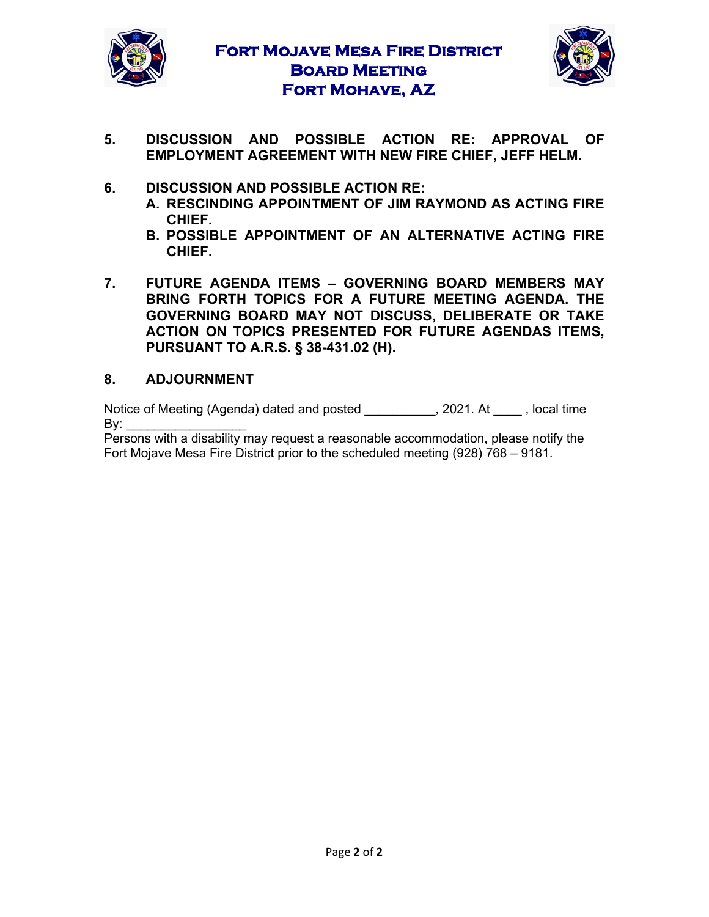**5. DISCUSSION AND POSSIBLE ACTION RE: APPROVAL OF EMPLOYMENT AGREEMENT WITH NEW FIRE CHIEF, JEFF HELM.**

**6. DISCUSSION AND POSSIBLE ACTION RE:**

**A. RESCINDING APPOINTMENT OF JIM RAYMOND AS ACTING FIRE CHIEF.**

**B. POSSIBLE APPOINTMENT OF AN ALTERNATIVE ACTING FIRE CHIEF.**

**7. FUTURE AGENDA ITEMS – GOVERNING BOARD MEMBERS MAY BRING FORTH TOPICS FOR A FUTURE MEETING AGENDA. THE GOVERNING BOARD MAY NOT DISCUSS, DELIBERATE OR TAKE ACTION ON TOPICS PRESENTED FOR FUTURE AGENDAS ITEMS, PURSUANT TO A.R.S. § 38-431.02 (H).**

**8. ADJOURNMENT**

Notice of Meeting (Agenda) dated and posted __________, 2021. At ____ , local time
By: _________________

Persons with a disability may request a reasonable accommodation, please notify the Fort Mojave Mesa Fire District prior to the scheduled meeting (928) 768 – 9181.